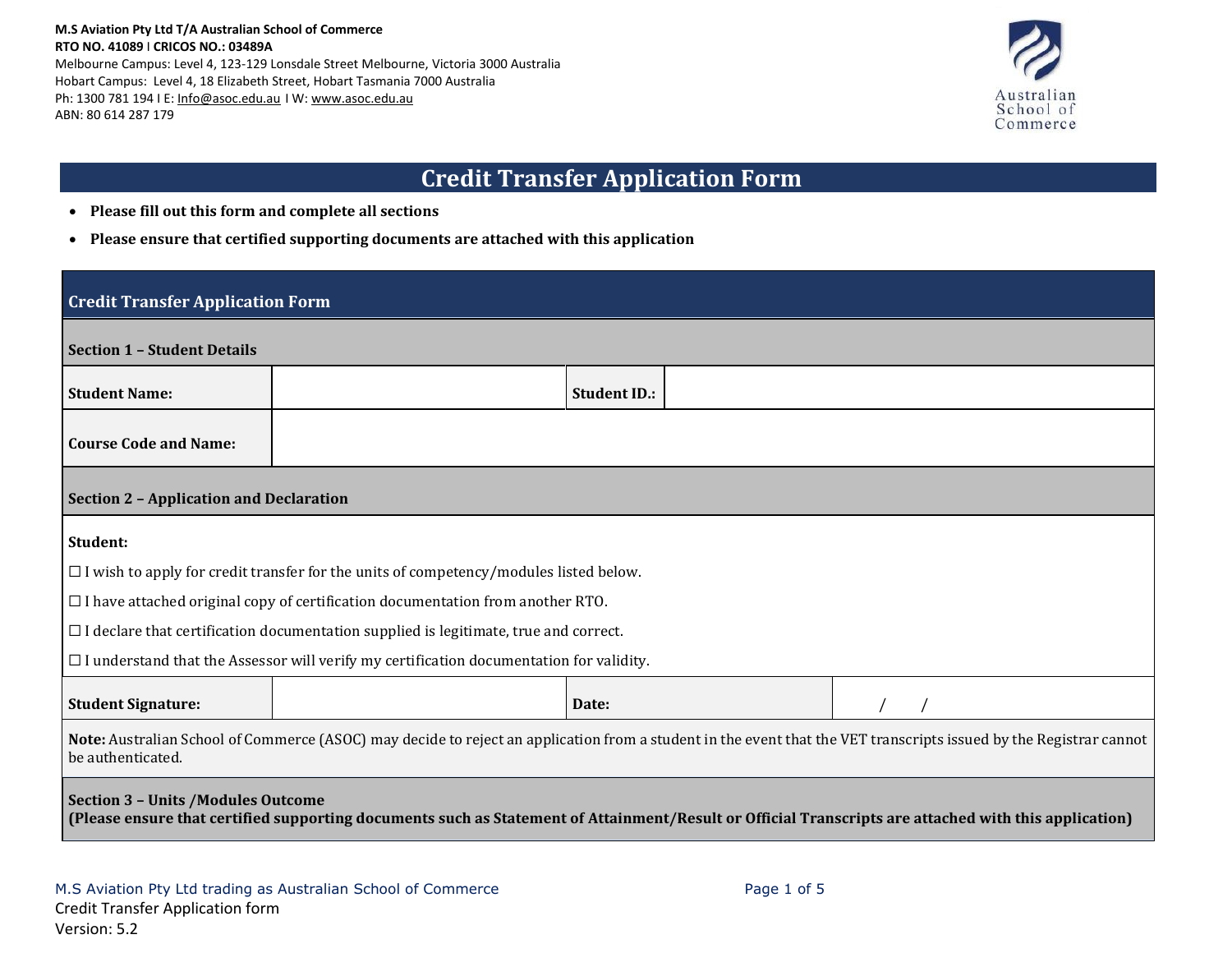**M.S Aviation Pty Ltd T/A Australian School of Commerce**
**RTO NO. 41089 I CRICOS NO.: 03489A**
Melbourne Campus: Level 4, 123-129 Lonsdale Street Melbourne, Victoria 3000 Australia
Hobart Campus: Level 4, 18 Elizabeth Street, Hobart Tasmania 7000 Australia
Ph: 1300 781 194 I E: Info@asoc.edu.au I W: www.asoc.edu.au
ABN: 80 614 287 179

Australian School of Commerce

# Credit Transfer Application Form

- **Please fill out this form and complete all sections**
- **Please ensure that certified supporting documents are attached with this application**

## Credit Transfer Application Form

### Section 1 – Student Details

| **Student Name:** | | **Student ID.:** | |
|---|---|---|---|
| **Course Code and Name:** | | | |

### Section 2 – Application and Declaration

**Student:**

☐ I wish to apply for credit transfer for the units of competency/modules listed below.

☐ I have attached original copy of certification documentation from another RTO.

☐ I declare that certification documentation supplied is legitimate, true and correct.

☐ I understand that the Assessor will verify my certification documentation for validity.

| **Student Signature:** | | **Date:** | / / |
|---|---|---|---|

**Note:** Australian School of Commerce (ASOC) may decide to reject an application from a student in the event that the VET transcripts issued by the Registrar cannot be authenticated.

### Section 3 – Units /Modules Outcome

**(Please ensure that certified supporting documents such as Statement of Attainment/Result or Official Transcripts are attached with this application)**

M.S Aviation Pty Ltd trading as Australian School of Commerce
Credit Transfer Application form
Version: 5.2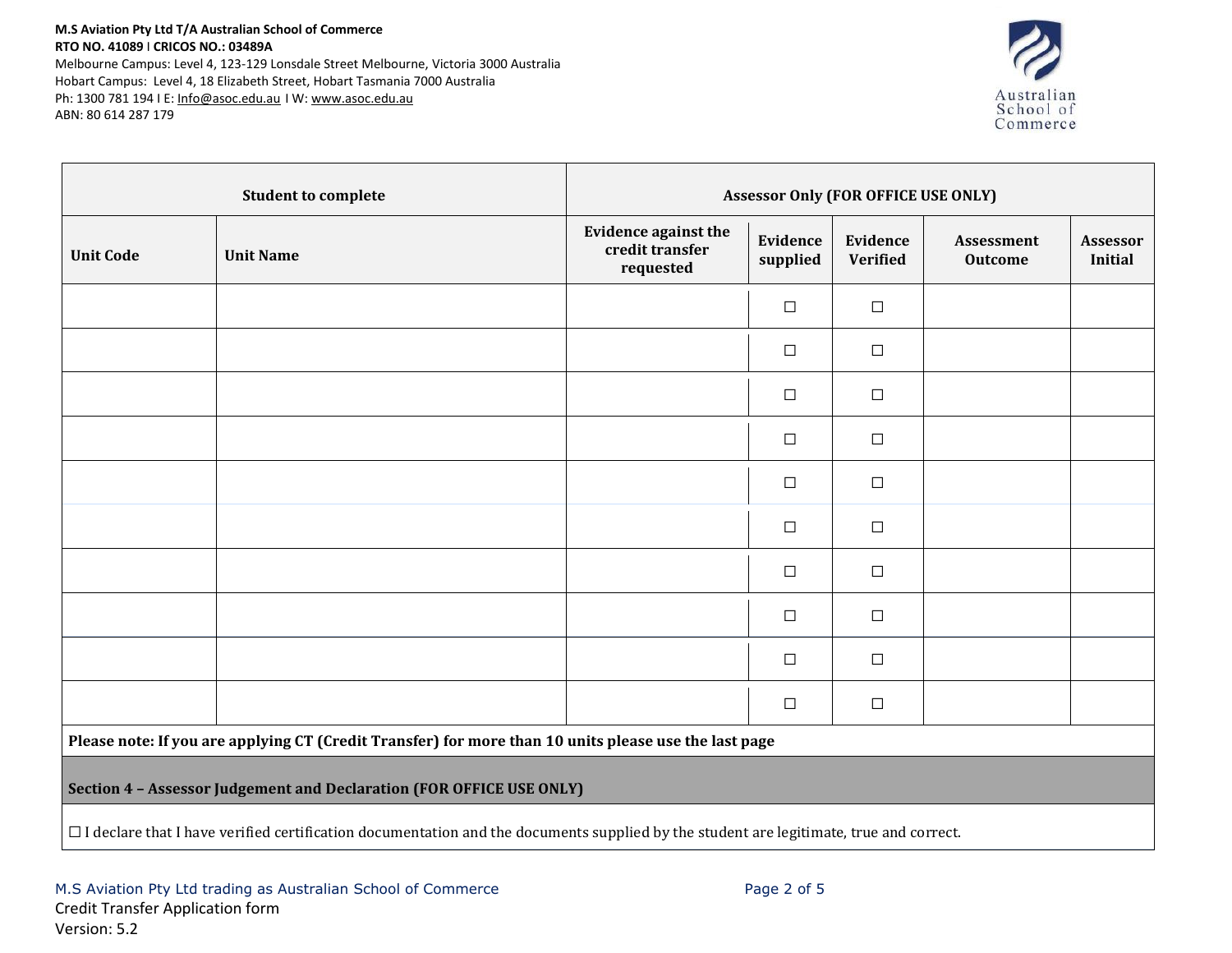M.S Aviation Pty Ltd T/A Australian School of Commerce
RTO NO. 41089 | CRICOS NO.: 03489A
Melbourne Campus: Level 4, 123-129 Lonsdale Street Melbourne, Victoria 3000 Australia
Hobart Campus: Level 4, 18 Elizabeth Street, Hobart Tasmania 7000 Australia
Ph: 1300 781 194 I E: Info@asoc.edu.au I W: www.asoc.edu.au
ABN: 80 614 287 179

| Student to complete | | Assessor Only (FOR OFFICE USE ONLY) | | | | |
|---|---|---|---|---|---|---|
| **Unit Code** | **Unit Name** | **Evidence against the credit transfer requested** | **Evidence supplied** | **Evidence Verified** | **Assessment Outcome** | **Assessor Initial** |
| | | | ☐ | ☐ | | |
| | | | ☐ | ☐ | | |
| | | | ☐ | ☐ | | |
| | | | ☐ | ☐ | | |
| | | | ☐ | ☐ | | |
| | | | ☐ | ☐ | | |
| | | | ☐ | ☐ | | |
| | | | ☐ | ☐ | | |
| | | | ☐ | ☐ | | |
| | | | ☐ | ☐ | | |

**Please note: If you are applying CT (Credit Transfer) for more than 10 units please use the last page**

**Section 4 – Assessor Judgement and Declaration (FOR OFFICE USE ONLY)**

☐ I declare that I have verified certification documentation and the documents supplied by the student are legitimate, true and correct.

Credit Transfer Application form
Version: 5.2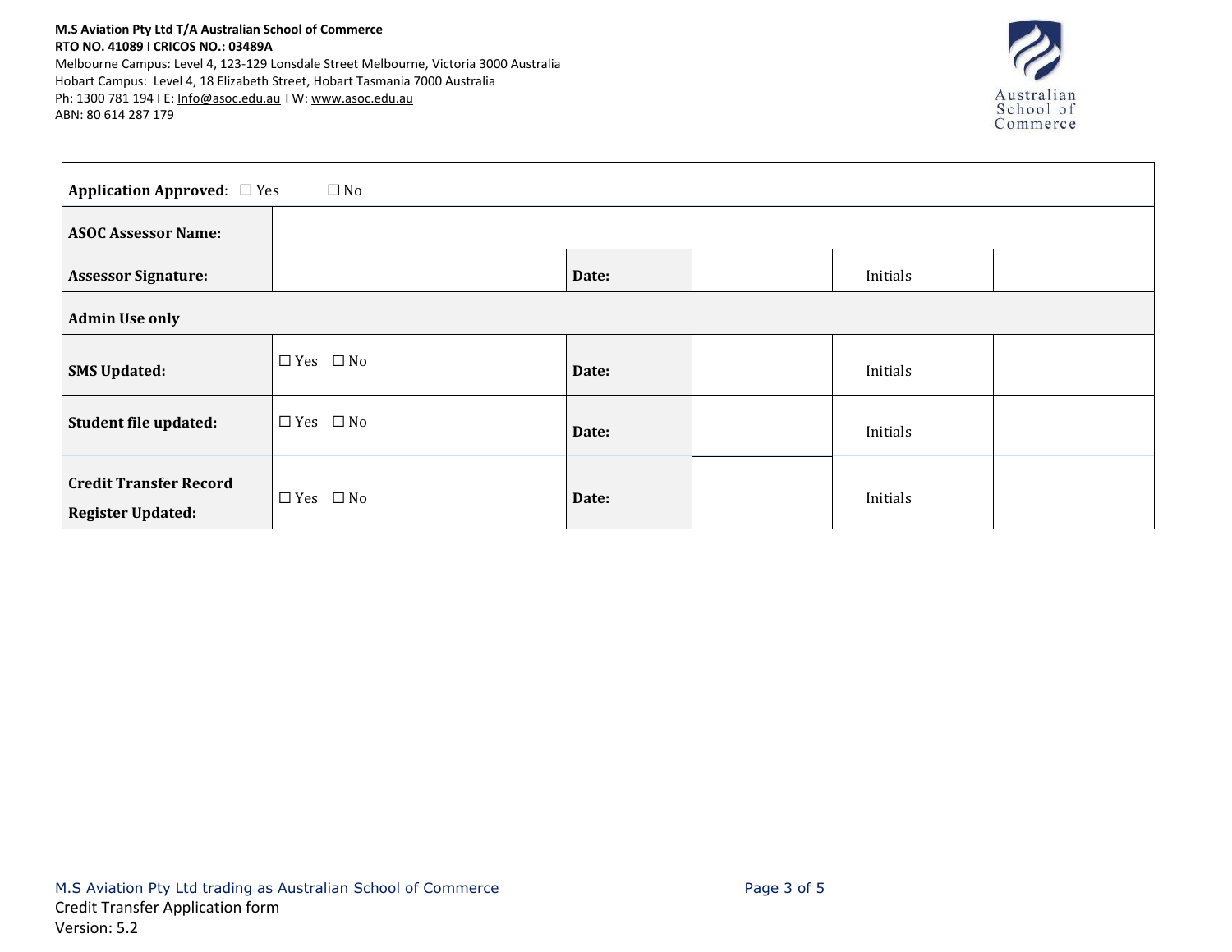M.S Aviation Pty Ltd T/A Australian School of Commerce
RTO NO. 41089 I CRICOS NO.: 03489A
Melbourne Campus: Level 4, 123-129 Lonsdale Street Melbourne, Victoria 3000 Australia
Hobart Campus: Level 4, 18 Elizabeth Street, Hobart Tasmania 7000 Australia
Ph: 1300 781 194 I E: Info@asoc.edu.au I W: www.asoc.edu.au
ABN: 80 614 287 179

| **Application Approved**: ☐ Yes ☐ No | | | | | |
|---|---|---|---|---|---|
| **ASOC Assessor Name:** | | | | | |
| **Assessor Signature:** | | **Date:** | | Initials | |
| **Admin Use only** | | | | | |
| **SMS Updated:** | ☐ Yes ☐ No | **Date:** | | Initials | |
| **Student file updated:** | ☐ Yes ☐ No | **Date:** | | Initials | |
| **Credit Transfer Record Register Updated:** | ☐ Yes ☐ No | **Date:** | | Initials | |

M.S Aviation Pty Ltd trading as Australian School of Commerce
Credit Transfer Application form
Version: 5.2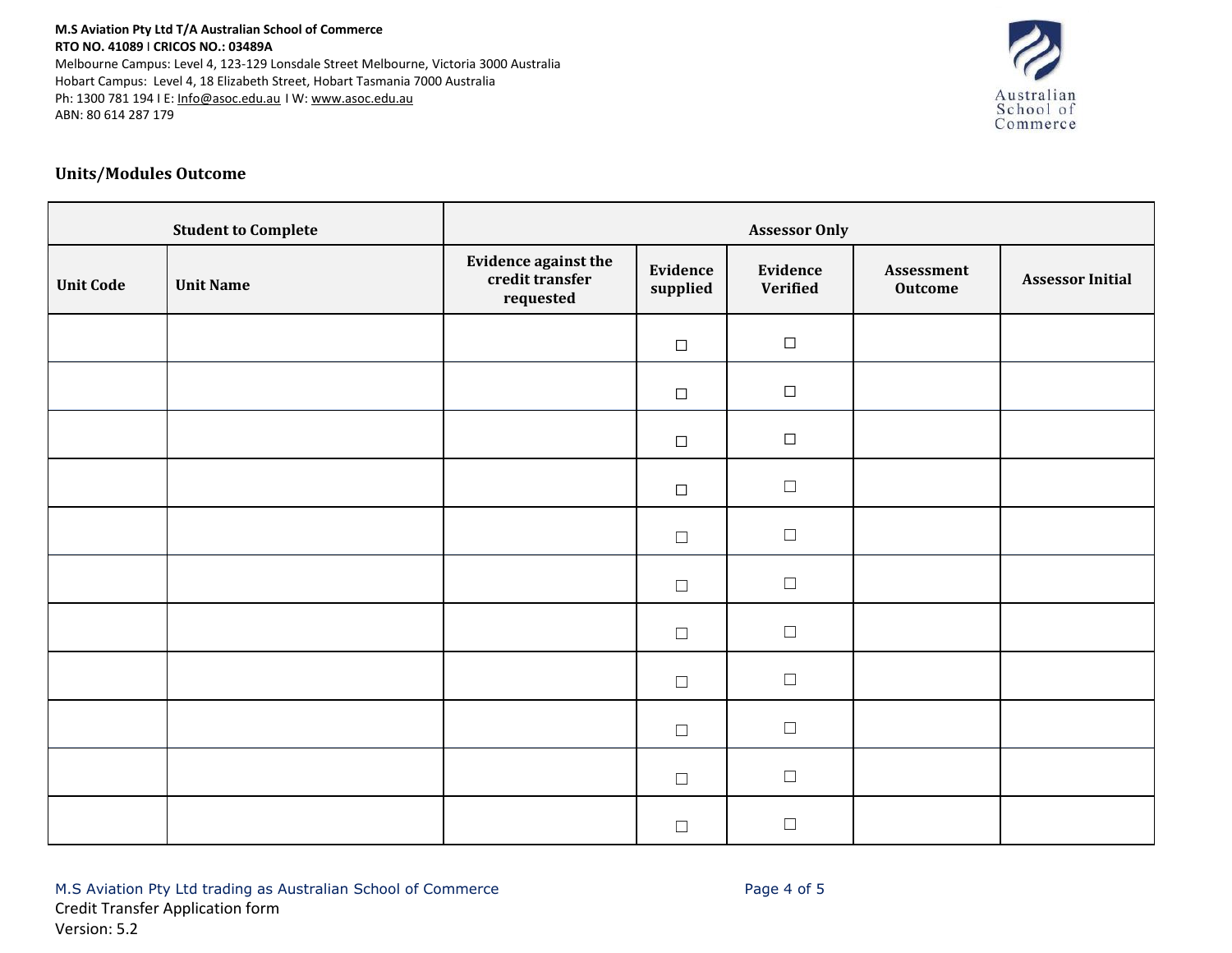## Units/Modules Outcome

| Student to Complete | | Assessor Only | | | | |
|---|---|---|---|---|---|---|
| **Unit Code** | **Unit Name** | **Evidence against the credit transfer requested** | **Evidence supplied** | **Evidence Verified** | **Assessment Outcome** | **Assessor Initial** |
| | | | ☐ | ☐ | | |
| | | | ☐ | ☐ | | |
| | | | ☐ | ☐ | | |
| | | | ☐ | ☐ | | |
| | | | ☐ | ☐ | | |
| | | | ☐ | ☐ | | |
| | | | ☐ | ☐ | | |
| | | | ☐ | ☐ | | |
| | | | ☐ | ☐ | | |
| | | | ☐ | ☐ | | |
| | | | ☐ | ☐ | | |